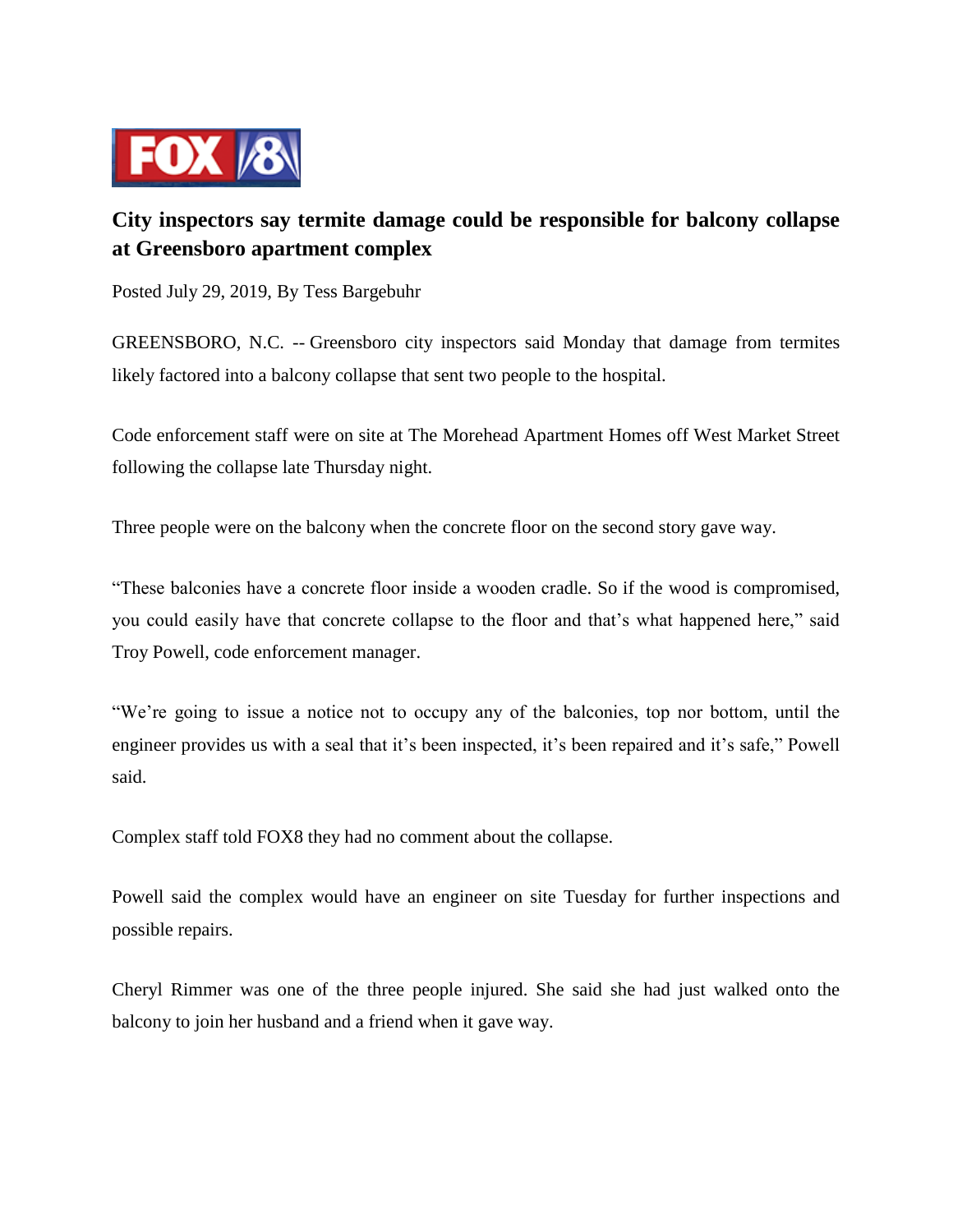# City inspectors say termite damage could be responsible for balcony collapse at Greensboro apartment complex

Posted July 29, 2019, By Tess Bargebuhr

GREENSBORO, N.C. -- Greensboro city inspectors said Monday that damage from termites likely factored into a balcony collapse that sent two people to the hospital.

Code enforcement staff were on site at The Morehead Apartment Homes off West Market Street following the collapse late Thursday night.

Three people were on the balcony when the concrete floor on the second story gave way.

“These balconies have a concrete floor inside a wooden cradle. So if the wood is compromised, you could easily have that concrete collapse to the floor and that’s what happened here,” said Troy Powell, code enforcement manager.

“We’re going to issue a notice not to occupy any of the balconies, top nor bottom, until the engineer provides us with a seal that it’s been inspected, it’s been repaired and it’s safe,” Powell said.

Complex staff told FOX8 they had no comment about the collapse.

Powell said the complex would have an engineer on site Tuesday for further inspections and possible repairs.

Cheryl Rimmer was one of the three people injured. She said she had just walked onto the balcony to join her husband and a friend when it gave way.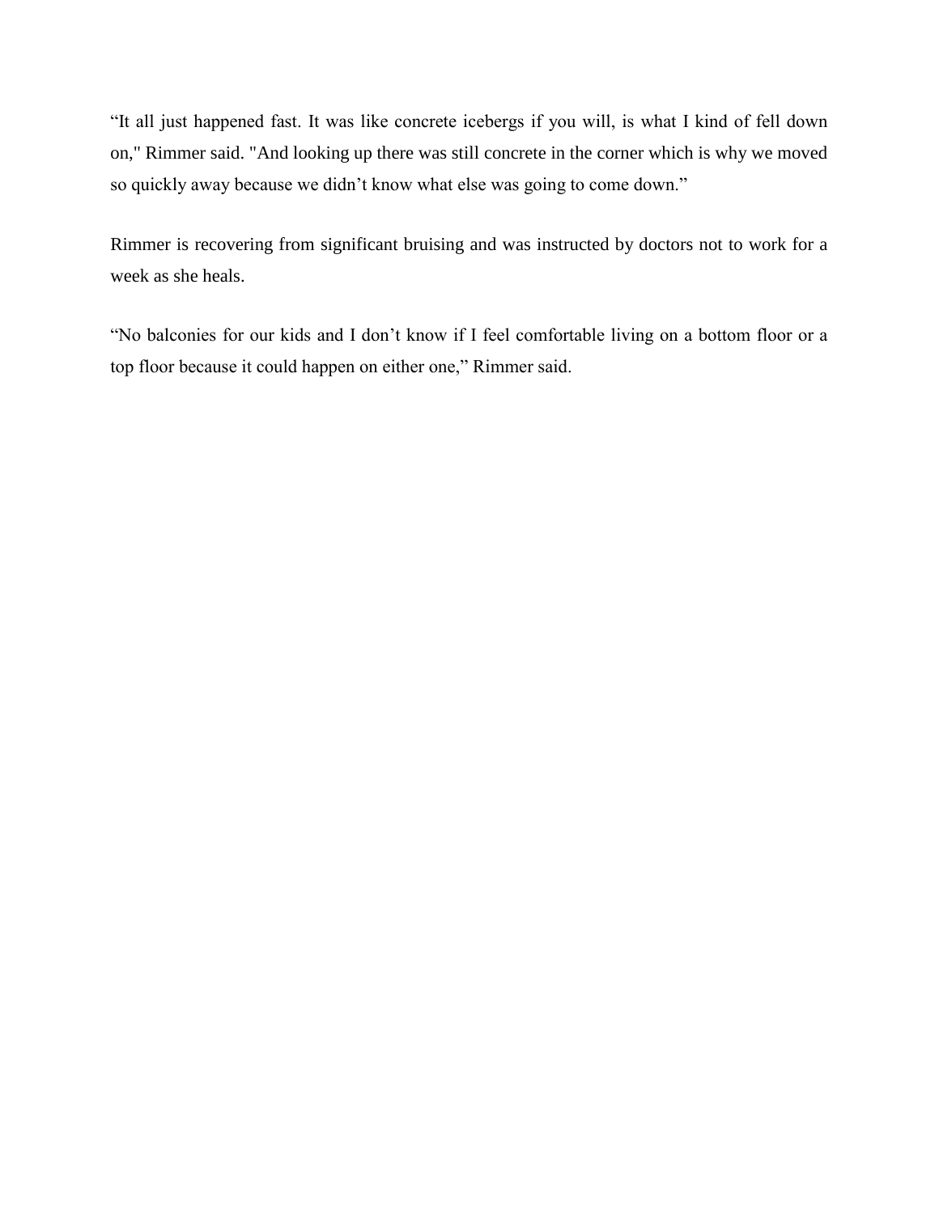"It all just happened fast. It was like concrete icebergs if you will, is what I kind of fell down on," Rimmer said. "And looking up there was still concrete in the corner which is why we moved so quickly away because we didn't know what else was going to come down."

Rimmer is recovering from significant bruising and was instructed by doctors not to work for a week as she heals.

"No balconies for our kids and I don't know if I feel comfortable living on a bottom floor or a top floor because it could happen on either one," Rimmer said.